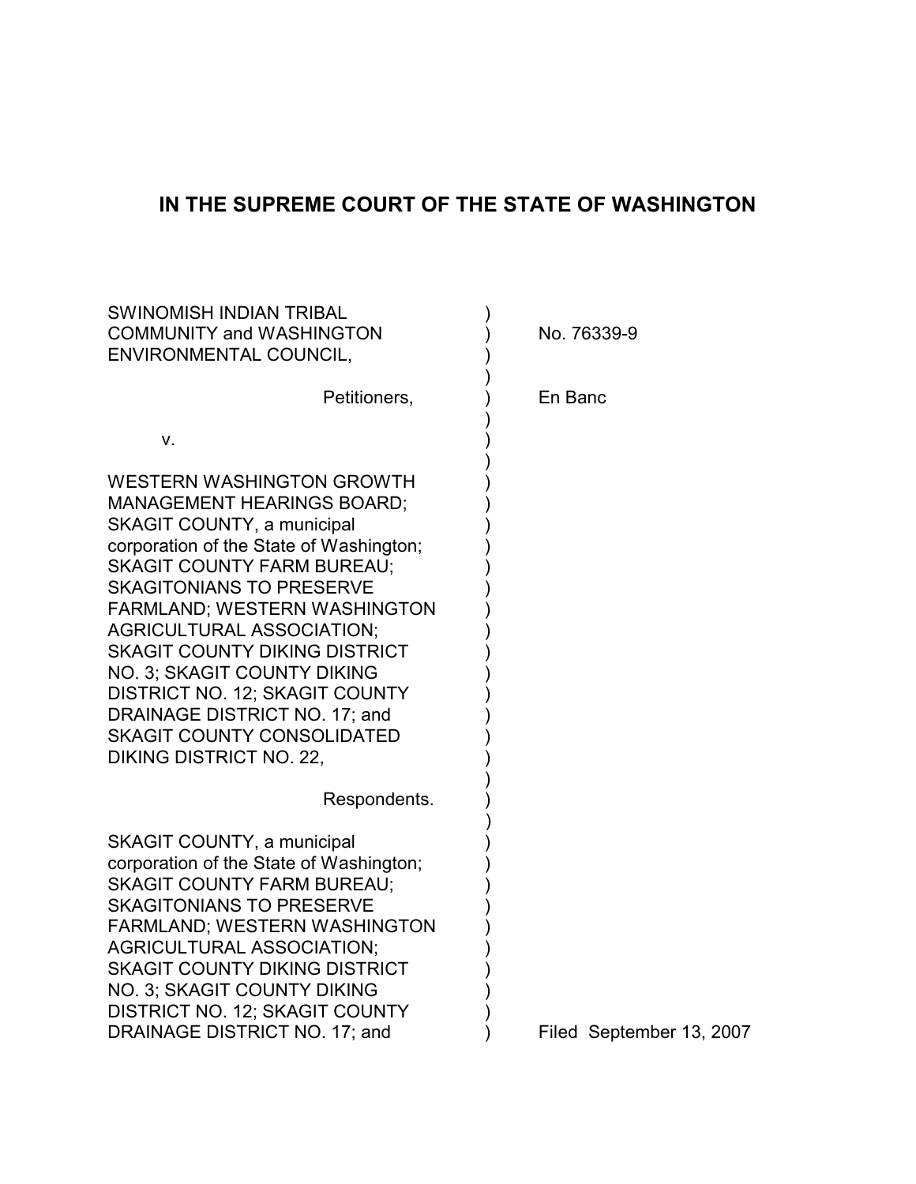# IN THE SUPREME COURT OF THE STATE OF WASHINGTON

SWINOMISH INDIAN TRIBAL COMMUNITY and WASHINGTON ENVIRONMENTAL COUNCIL,

Petitioners,

v.

WESTERN WASHINGTON GROWTH MANAGEMENT HEARINGS BOARD; SKAGIT COUNTY, a municipal corporation of the State of Washington; SKAGIT COUNTY FARM BUREAU; SKAGITONIANS TO PRESERVE FARMLAND; WESTERN WASHINGTON AGRICULTURAL ASSOCIATION; SKAGIT COUNTY DIKING DISTRICT NO. 3; SKAGIT COUNTY DIKING DISTRICT NO. 12; SKAGIT COUNTY DRAINAGE DISTRICT NO. 17; and SKAGIT COUNTY CONSOLIDATED DIKING DISTRICT NO. 22,

Respondents.

SKAGIT COUNTY, a municipal corporation of the State of Washington; SKAGIT COUNTY FARM BUREAU; SKAGITONIANS TO PRESERVE FARMLAND; WESTERN WASHINGTON AGRICULTURAL ASSOCIATION; SKAGIT COUNTY DIKING DISTRICT NO. 3; SKAGIT COUNTY DIKING DISTRICT NO. 12; SKAGIT COUNTY DRAINAGE DISTRICT NO. 17; and

No. 76339-9

En Banc

Filed September 13, 2007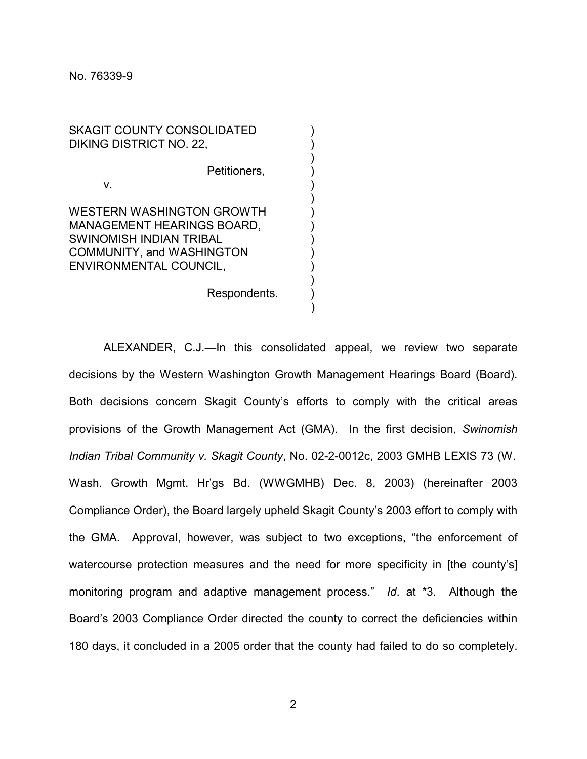No. 76339-9

SKAGIT COUNTY CONSOLIDATED DIKING DISTRICT NO. 22,

Petitioners,

v.

WESTERN WASHINGTON GROWTH MANAGEMENT HEARINGS BOARD, SWINOMISH INDIAN TRIBAL COMMUNITY, and WASHINGTON ENVIRONMENTAL COUNCIL,

Respondents.

ALEXANDER, C.J.—In this consolidated appeal, we review two separate decisions by the Western Washington Growth Management Hearings Board (Board). Both decisions concern Skagit County's efforts to comply with the critical areas provisions of the Growth Management Act (GMA). In the first decision, *Swinomish Indian Tribal Community v. Skagit County*, No. 02-2-0012c, 2003 GMHB LEXIS 73 (W. Wash. Growth Mgmt. Hr'gs Bd. (WWGMHB) Dec. 8, 2003) (hereinafter 2003 Compliance Order), the Board largely upheld Skagit County's 2003 effort to comply with the GMA. Approval, however, was subject to two exceptions, "the enforcement of watercourse protection measures and the need for more specificity in [the county's] monitoring program and adaptive management process." *Id*. at *3. Although the Board's 2003 Compliance Order directed the county to correct the deficiencies within 180 days, it concluded in a 2005 order that the county had failed to do so completely.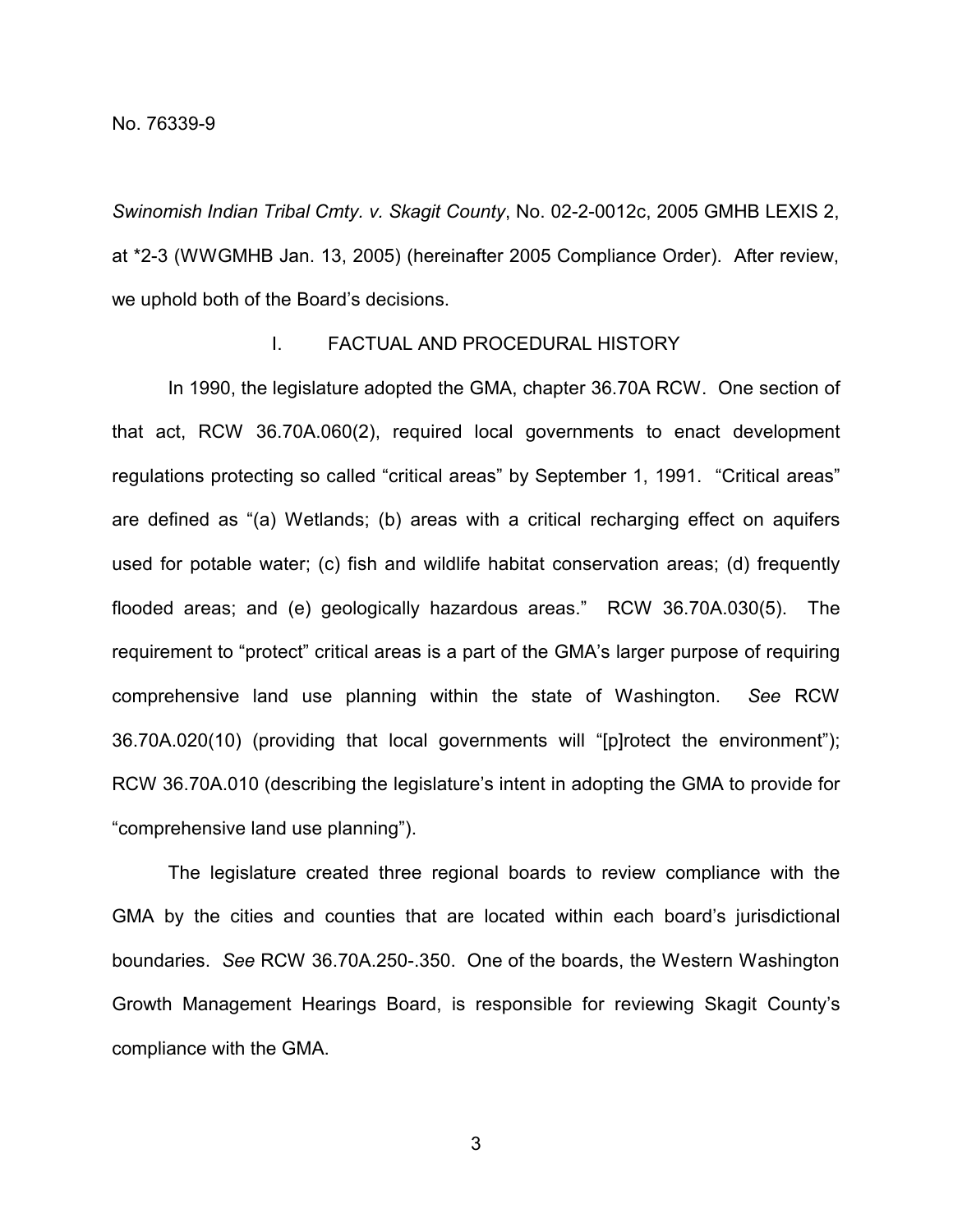*Swinomish Indian Tribal Cmty. v. Skagit County*, No. 02-2-0012c, 2005 GMHB LEXIS 2, at *2-3 (WWGMHB Jan. 13, 2005) (hereinafter 2005 Compliance Order). After review, we uphold both of the Board's decisions.

## I. FACTUAL AND PROCEDURAL HISTORY

In 1990, the legislature adopted the GMA, chapter 36.70A RCW. One section of that act, RCW 36.70A.060(2), required local governments to enact development regulations protecting so called "critical areas" by September 1, 1991. "Critical areas" are defined as "(a) Wetlands; (b) areas with a critical recharging effect on aquifers used for potable water; (c) fish and wildlife habitat conservation areas; (d) frequently flooded areas; and (e) geologically hazardous areas." RCW 36.70A.030(5). The requirement to "protect" critical areas is a part of the GMA's larger purpose of requiring comprehensive land use planning within the state of Washington. *See* RCW 36.70A.020(10) (providing that local governments will "[p]rotect the environment"); RCW 36.70A.010 (describing the legislature's intent in adopting the GMA to provide for "comprehensive land use planning").

The legislature created three regional boards to review compliance with the GMA by the cities and counties that are located within each board's jurisdictional boundaries. *See* RCW 36.70A.250-.350. One of the boards, the Western Washington Growth Management Hearings Board, is responsible for reviewing Skagit County's compliance with the GMA.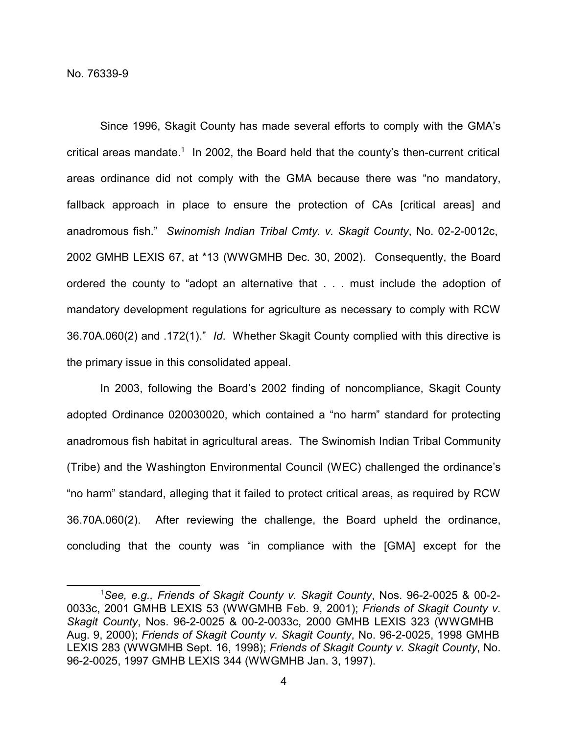Since 1996, Skagit County has made several efforts to comply with the GMA's critical areas mandate.[1] In 2002, the Board held that the county's then-current critical areas ordinance did not comply with the GMA because there was "no mandatory, fallback approach in place to ensure the protection of CAs [critical areas] and anadromous fish." *Swinomish Indian Tribal Cmty. v. Skagit County*, No. 02-2-0012c, 2002 GMHB LEXIS 67, at *13 (WWGMHB Dec. 30, 2002). Consequently, the Board ordered the county to "adopt an alternative that . . . must include the adoption of mandatory development regulations for agriculture as necessary to comply with RCW 36.70A.060(2) and .172(1)." *Id*. Whether Skagit County complied with this directive is the primary issue in this consolidated appeal.

In 2003, following the Board's 2002 finding of noncompliance, Skagit County adopted Ordinance 020030020, which contained a "no harm" standard for protecting anadromous fish habitat in agricultural areas. The Swinomish Indian Tribal Community (Tribe) and the Washington Environmental Council (WEC) challenged the ordinance's "no harm" standard, alleging that it failed to protect critical areas, as required by RCW 36.70A.060(2). After reviewing the challenge, the Board upheld the ordinance, concluding that the county was "in compliance with the [GMA] except for the

---

[1] *See, e.g., Friends of Skagit County v. Skagit County*, Nos. 96-2-0025 & 00-2-0033c, 2001 GMHB LEXIS 53 (WWGMHB Feb. 9, 2001); *Friends of Skagit County v. Skagit County*, Nos. 96-2-0025 & 00-2-0033c, 2000 GMHB LEXIS 323 (WWGMHB Aug. 9, 2000); *Friends of Skagit County v. Skagit County*, No. 96-2-0025, 1998 GMHB LEXIS 283 (WWGMHB Sept. 16, 1998); *Friends of Skagit County v. Skagit County*, No. 96-2-0025, 1997 GMHB LEXIS 344 (WWGMHB Jan. 3, 1997).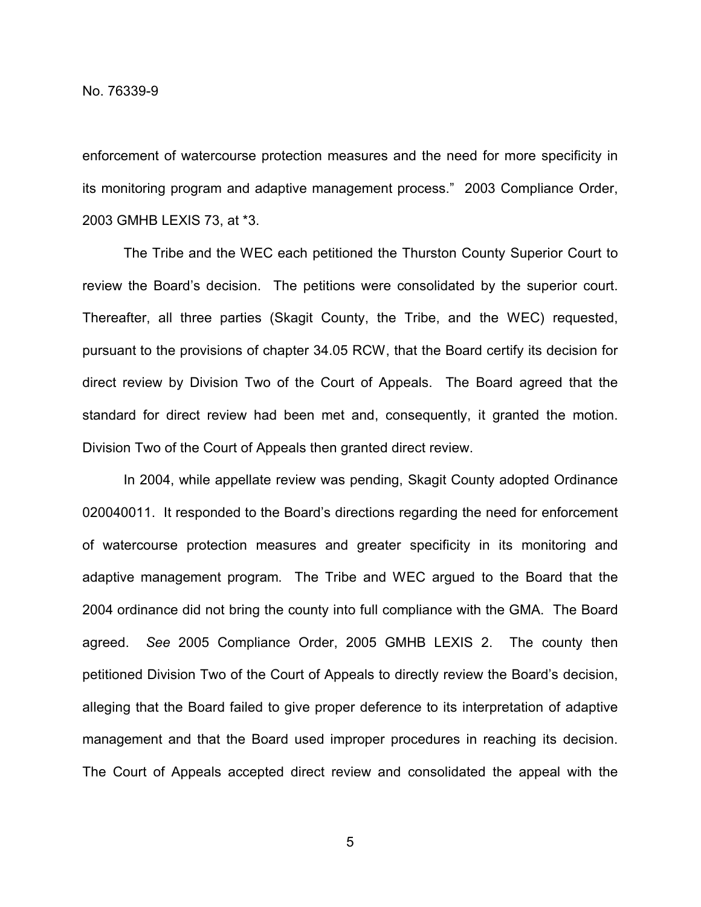enforcement of watercourse protection measures and the need for more specificity in its monitoring program and adaptive management process." 2003 Compliance Order, 2003 GMHB LEXIS 73, at *3.

The Tribe and the WEC each petitioned the Thurston County Superior Court to review the Board's decision. The petitions were consolidated by the superior court. Thereafter, all three parties (Skagit County, the Tribe, and the WEC) requested, pursuant to the provisions of chapter 34.05 RCW, that the Board certify its decision for direct review by Division Two of the Court of Appeals. The Board agreed that the standard for direct review had been met and, consequently, it granted the motion. Division Two of the Court of Appeals then granted direct review.

In 2004, while appellate review was pending, Skagit County adopted Ordinance 020040011. It responded to the Board's directions regarding the need for enforcement of watercourse protection measures and greater specificity in its monitoring and adaptive management program. The Tribe and WEC argued to the Board that the 2004 ordinance did not bring the county into full compliance with the GMA. The Board agreed. *See* 2005 Compliance Order, 2005 GMHB LEXIS 2. The county then petitioned Division Two of the Court of Appeals to directly review the Board's decision, alleging that the Board failed to give proper deference to its interpretation of adaptive management and that the Board used improper procedures in reaching its decision. The Court of Appeals accepted direct review and consolidated the appeal with the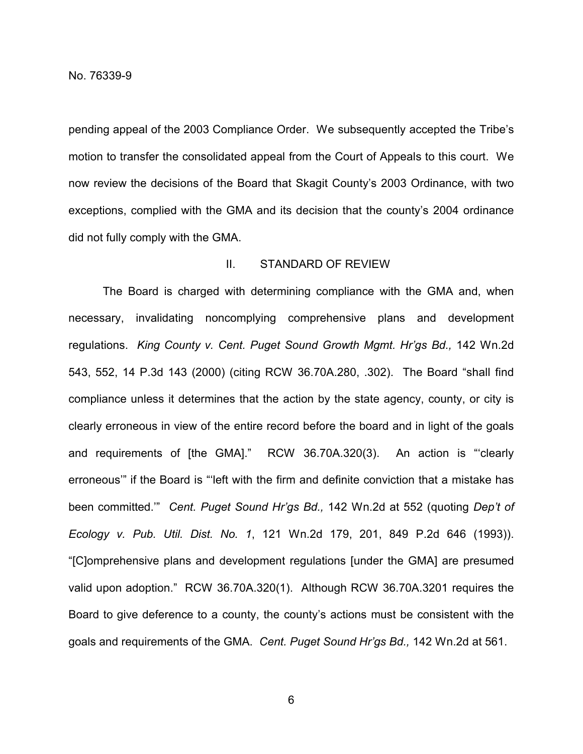pending appeal of the 2003 Compliance Order. We subsequently accepted the Tribe's motion to transfer the consolidated appeal from the Court of Appeals to this court. We now review the decisions of the Board that Skagit County's 2003 Ordinance, with two exceptions, complied with the GMA and its decision that the county's 2004 ordinance did not fully comply with the GMA.

## II. STANDARD OF REVIEW

The Board is charged with determining compliance with the GMA and, when necessary, invalidating noncomplying comprehensive plans and development regulations. *King County v. Cent. Puget Sound Growth Mgmt. Hr'gs Bd.,* 142 Wn.2d 543, 552, 14 P.3d 143 (2000) (citing RCW 36.70A.280, .302). The Board "shall find compliance unless it determines that the action by the state agency, county, or city is clearly erroneous in view of the entire record before the board and in light of the goals and requirements of [the GMA]." RCW 36.70A.320(3). An action is "'clearly erroneous'" if the Board is "'left with the firm and definite conviction that a mistake has been committed.'" *Cent. Puget Sound Hr'gs Bd.,* 142 Wn.2d at 552 (quoting *Dep't of Ecology v. Pub. Util. Dist. No. 1*, 121 Wn.2d 179, 201, 849 P.2d 646 (1993)). "[C]omprehensive plans and development regulations [under the GMA] are presumed valid upon adoption." RCW 36.70A.320(1). Although RCW 36.70A.3201 requires the Board to give deference to a county, the county's actions must be consistent with the goals and requirements of the GMA. *Cent. Puget Sound Hr'gs Bd.,* 142 Wn.2d at 561.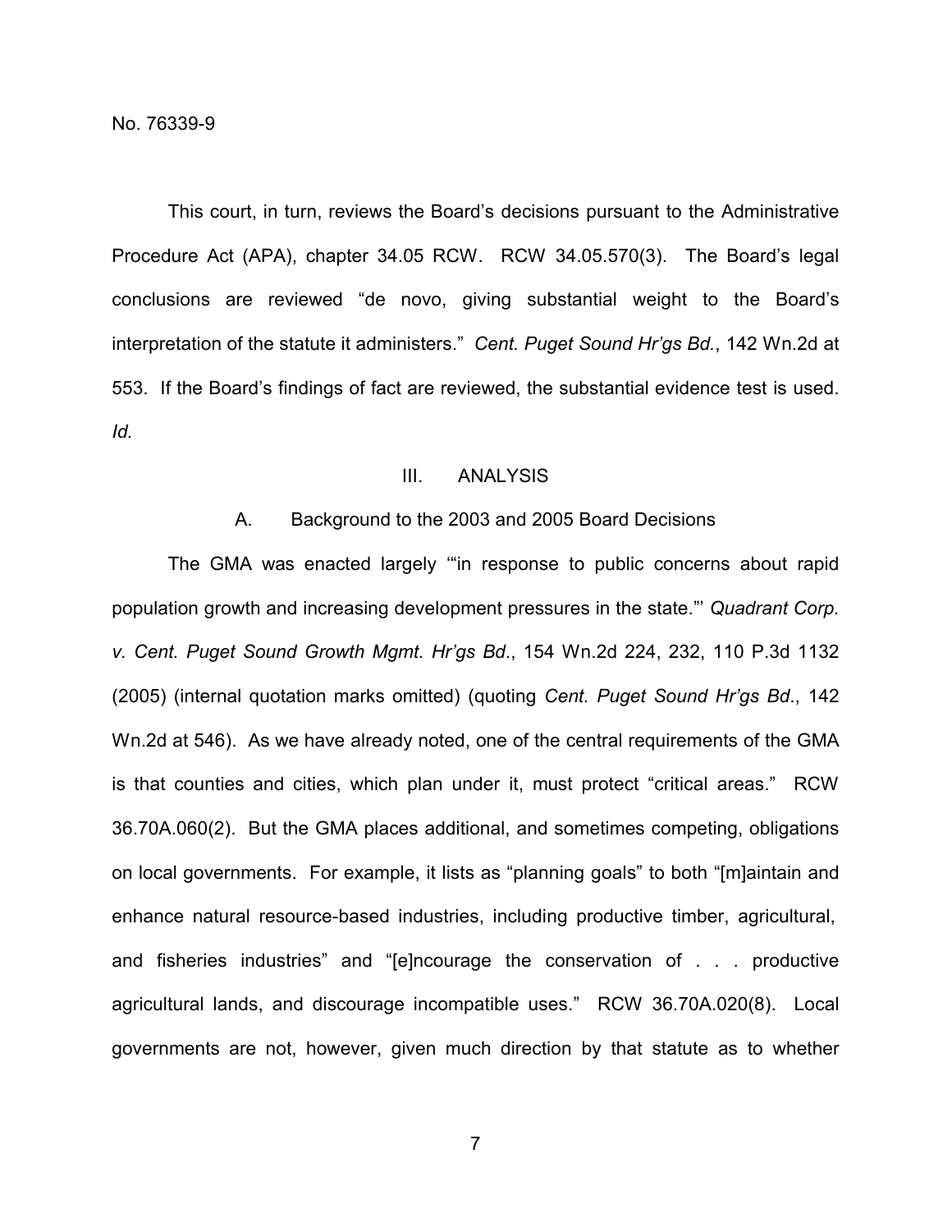This court, in turn, reviews the Board's decisions pursuant to the Administrative Procedure Act (APA), chapter 34.05 RCW. RCW 34.05.570(3). The Board's legal conclusions are reviewed "de novo, giving substantial weight to the Board's interpretation of the statute it administers." *Cent. Puget Sound Hr'gs Bd.*, 142 Wn.2d at 553. If the Board's findings of fact are reviewed, the substantial evidence test is used. *Id.*

## III. ANALYSIS

### A. Background to the 2003 and 2005 Board Decisions

The GMA was enacted largely '"in response to public concerns about rapid population growth and increasing development pressures in the state."' *Quadrant Corp. v. Cent. Puget Sound Growth Mgmt. Hr'gs Bd.*, 154 Wn.2d 224, 232, 110 P.3d 1132 (2005) (internal quotation marks omitted) (quoting *Cent. Puget Sound Hr'gs Bd*., 142 Wn.2d at 546). As we have already noted, one of the central requirements of the GMA is that counties and cities, which plan under it, must protect "critical areas." RCW 36.70A.060(2). But the GMA places additional, and sometimes competing, obligations on local governments. For example, it lists as "planning goals" to both "[m]aintain and enhance natural resource-based industries, including productive timber, agricultural, and fisheries industries" and "[e]ncourage the conservation of . . . productive agricultural lands, and discourage incompatible uses." RCW 36.70A.020(8). Local governments are not, however, given much direction by that statute as to whether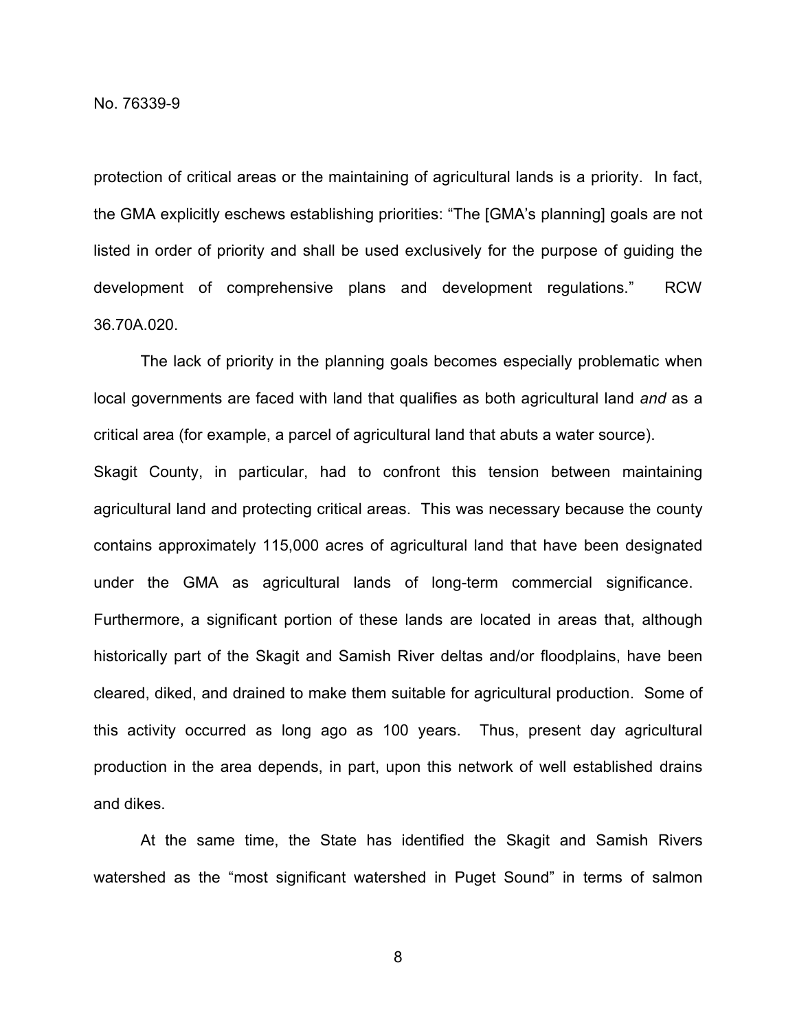protection of critical areas or the maintaining of agricultural lands is a priority. In fact, the GMA explicitly eschews establishing priorities: "The [GMA's planning] goals are not listed in order of priority and shall be used exclusively for the purpose of guiding the development of comprehensive plans and development regulations." RCW 36.70A.020.

The lack of priority in the planning goals becomes especially problematic when local governments are faced with land that qualifies as both agricultural land *and* as a critical area (for example, a parcel of agricultural land that abuts a water source). Skagit County, in particular, had to confront this tension between maintaining agricultural land and protecting critical areas. This was necessary because the county contains approximately 115,000 acres of agricultural land that have been designated under the GMA as agricultural lands of long-term commercial significance. Furthermore, a significant portion of these lands are located in areas that, although historically part of the Skagit and Samish River deltas and/or floodplains, have been cleared, diked, and drained to make them suitable for agricultural production. Some of this activity occurred as long ago as 100 years. Thus, present day agricultural production in the area depends, in part, upon this network of well established drains and dikes.

At the same time, the State has identified the Skagit and Samish Rivers watershed as the "most significant watershed in Puget Sound" in terms of salmon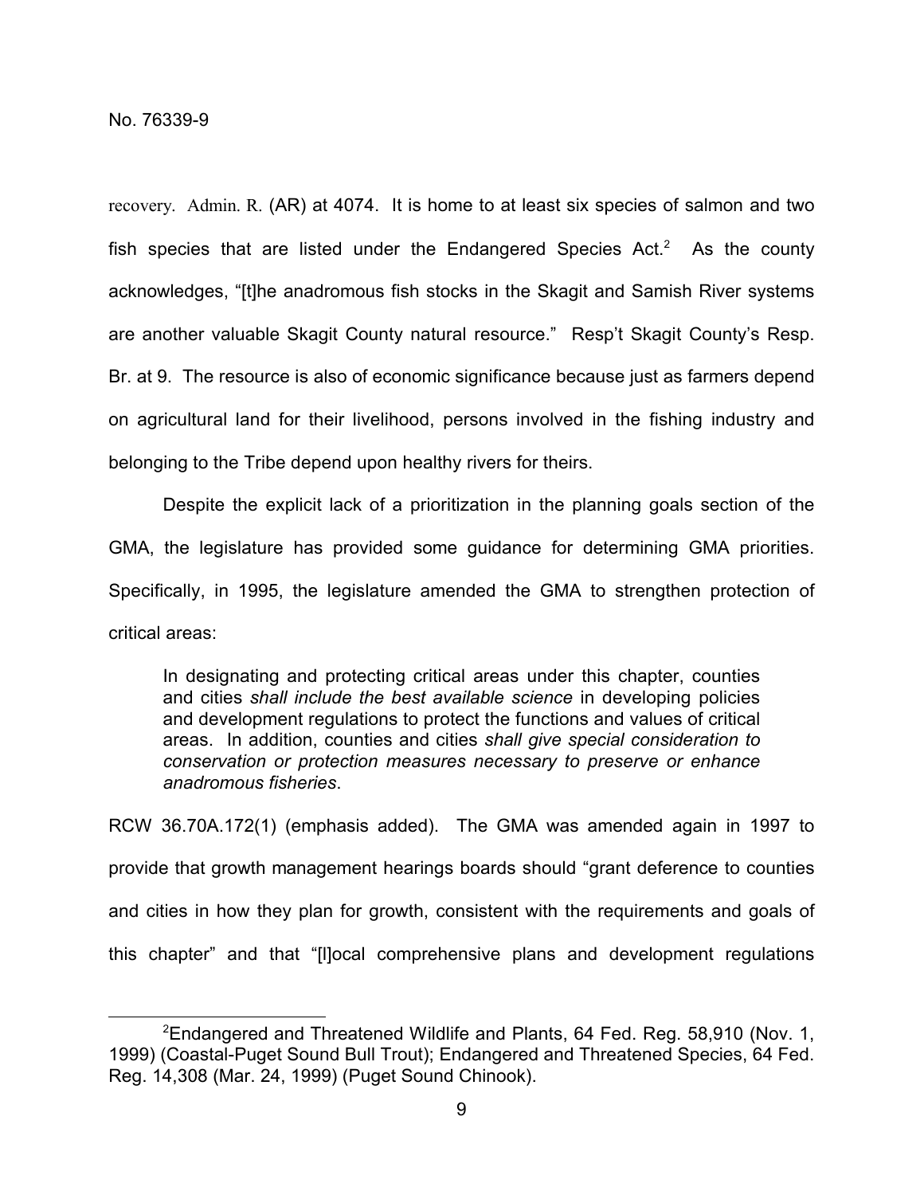recovery. Admin. R. (AR) at 4074. It is home to at least six species of salmon and two fish species that are listed under the Endangered Species Act.[2] As the county acknowledges, "[t]he anadromous fish stocks in the Skagit and Samish River systems are another valuable Skagit County natural resource." Resp't Skagit County's Resp. Br. at 9. The resource is also of economic significance because just as farmers depend on agricultural land for their livelihood, persons involved in the fishing industry and belonging to the Tribe depend upon healthy rivers for theirs.

Despite the explicit lack of a prioritization in the planning goals section of the GMA, the legislature has provided some guidance for determining GMA priorities. Specifically, in 1995, the legislature amended the GMA to strengthen protection of critical areas:

> In designating and protecting critical areas under this chapter, counties and cities *shall include the best available science* in developing policies and development regulations to protect the functions and values of critical areas. In addition, counties and cities *shall give special consideration to conservation or protection measures necessary to preserve or enhance anadromous fisheries*.

RCW 36.70A.172(1) (emphasis added). The GMA was amended again in 1997 to provide that growth management hearings boards should "grant deference to counties and cities in how they plan for growth, consistent with the requirements and goals of this chapter" and that "[l]ocal comprehensive plans and development regulations

---

[2] Endangered and Threatened Wildlife and Plants, 64 Fed. Reg. 58,910 (Nov. 1, 1999) (Coastal-Puget Sound Bull Trout); Endangered and Threatened Species, 64 Fed. Reg. 14,308 (Mar. 24, 1999) (Puget Sound Chinook).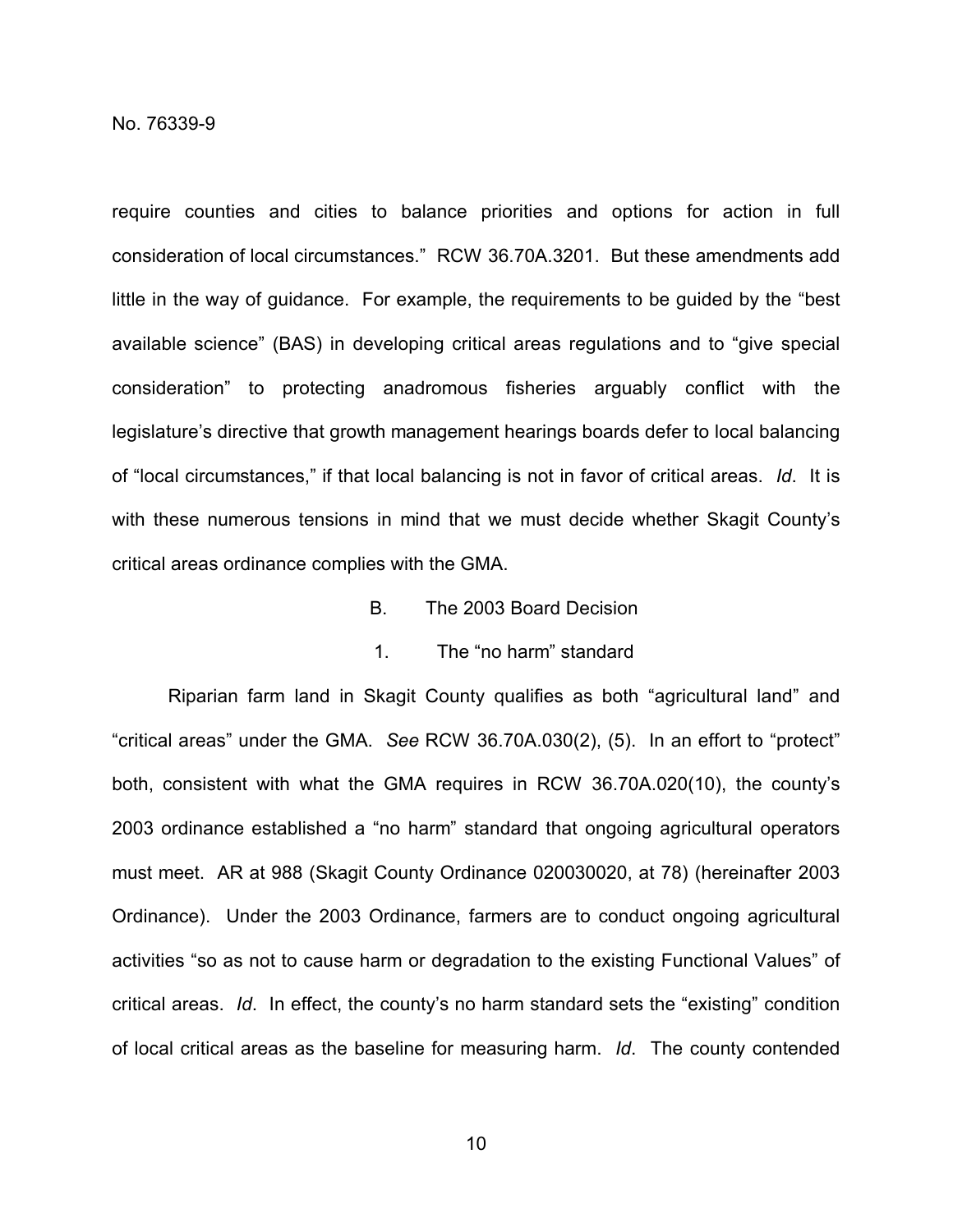require counties and cities to balance priorities and options for action in full consideration of local circumstances." RCW 36.70A.3201. But these amendments add little in the way of guidance. For example, the requirements to be guided by the "best available science" (BAS) in developing critical areas regulations and to "give special consideration" to protecting anadromous fisheries arguably conflict with the legislature's directive that growth management hearings boards defer to local balancing of "local circumstances," if that local balancing is not in favor of critical areas. *Id*. It is with these numerous tensions in mind that we must decide whether Skagit County's critical areas ordinance complies with the GMA.

### B. The 2003 Board Decision

#### 1. The "no harm" standard

Riparian farm land in Skagit County qualifies as both "agricultural land" and "critical areas" under the GMA. *See* RCW 36.70A.030(2), (5). In an effort to "protect" both, consistent with what the GMA requires in RCW 36.70A.020(10), the county's 2003 ordinance established a "no harm" standard that ongoing agricultural operators must meet. AR at 988 (Skagit County Ordinance 020030020, at 78) (hereinafter 2003 Ordinance). Under the 2003 Ordinance, farmers are to conduct ongoing agricultural activities "so as not to cause harm or degradation to the existing Functional Values" of critical areas. *Id*. In effect, the county's no harm standard sets the "existing" condition of local critical areas as the baseline for measuring harm. *Id*. The county contended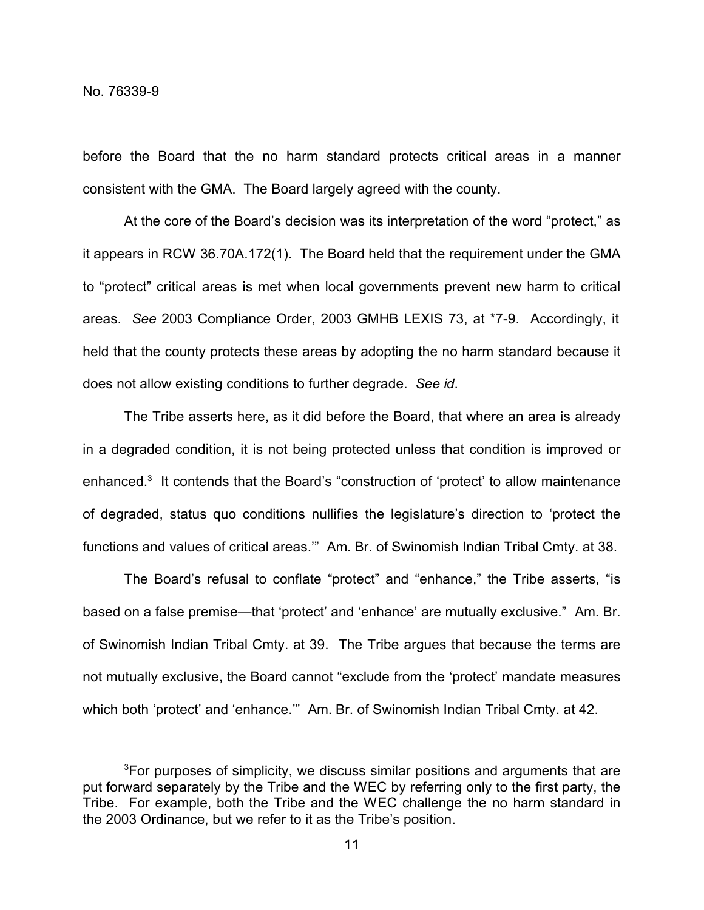before the Board that the no harm standard protects critical areas in a manner consistent with the GMA. The Board largely agreed with the county.

At the core of the Board's decision was its interpretation of the word "protect," as it appears in RCW 36.70A.172(1). The Board held that the requirement under the GMA to "protect" critical areas is met when local governments prevent new harm to critical areas. *See* 2003 Compliance Order, 2003 GMHB LEXIS 73, at *7-9. Accordingly, it held that the county protects these areas by adopting the no harm standard because it does not allow existing conditions to further degrade. *See id*.

The Tribe asserts here, as it did before the Board, that where an area is already in a degraded condition, it is not being protected unless that condition is improved or enhanced.[3] It contends that the Board's "construction of 'protect' to allow maintenance of degraded, status quo conditions nullifies the legislature's direction to 'protect the functions and values of critical areas.'" Am. Br. of Swinomish Indian Tribal Cmty. at 38.

The Board's refusal to conflate "protect" and "enhance," the Tribe asserts, "is based on a false premise—that 'protect' and 'enhance' are mutually exclusive." Am. Br. of Swinomish Indian Tribal Cmty. at 39. The Tribe argues that because the terms are not mutually exclusive, the Board cannot "exclude from the 'protect' mandate measures which both 'protect' and 'enhance.'" Am. Br. of Swinomish Indian Tribal Cmty. at 42.

---

[3]For purposes of simplicity, we discuss similar positions and arguments that are put forward separately by the Tribe and the WEC by referring only to the first party, the Tribe. For example, both the Tribe and the WEC challenge the no harm standard in the 2003 Ordinance, but we refer to it as the Tribe's position.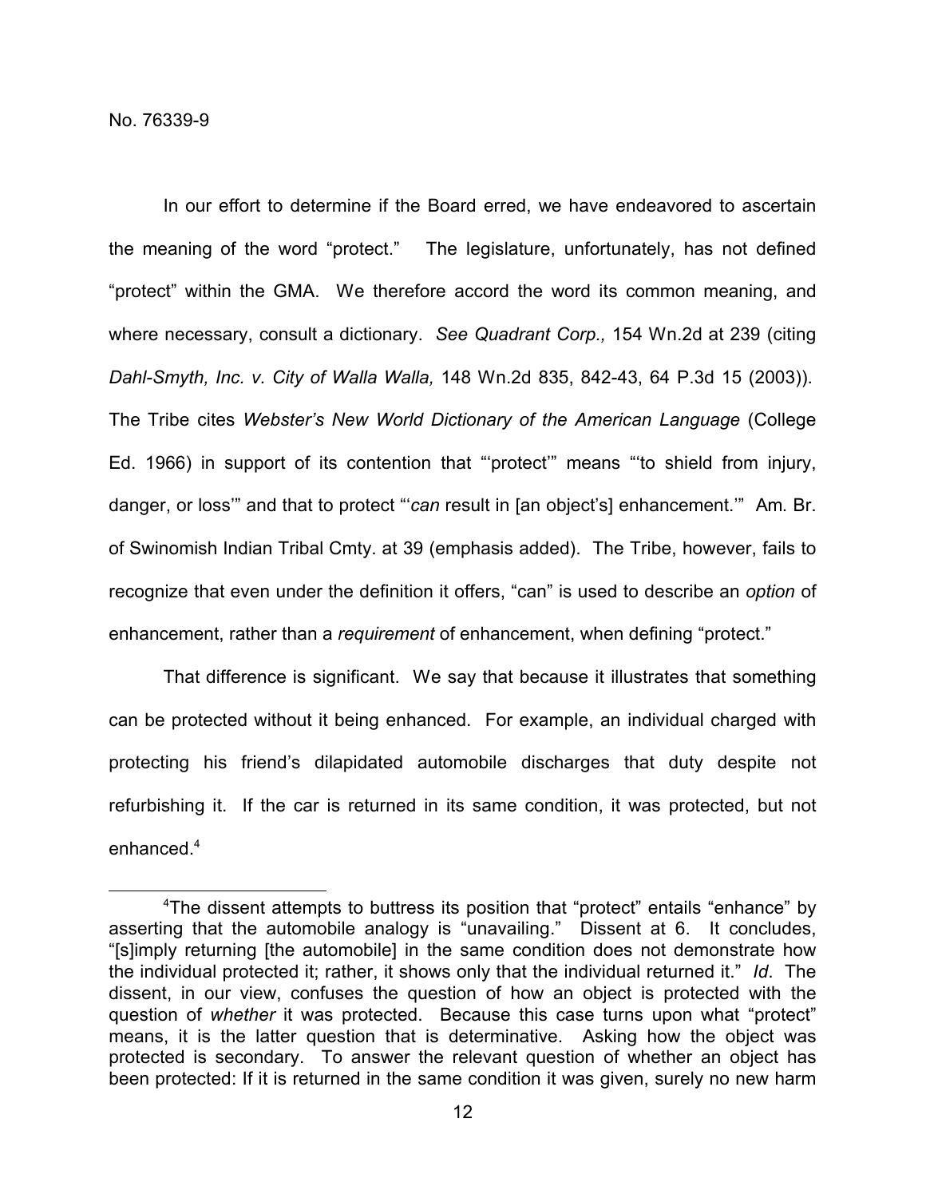No. 76339-9

In our effort to determine if the Board erred, we have endeavored to ascertain the meaning of the word "protect." The legislature, unfortunately, has not defined "protect" within the GMA. We therefore accord the word its common meaning, and where necessary, consult a dictionary. *See Quadrant Corp.,* 154 Wn.2d at 239 (citing *Dahl-Smyth, Inc. v. City of Walla Walla,* 148 Wn.2d 835, 842-43, 64 P.3d 15 (2003)). The Tribe cites *Webster's New World Dictionary of the American Language* (College Ed. 1966) in support of its contention that "'protect'" means "'to shield from injury, danger, or loss'" and that to protect "'*can* result in [an object's] enhancement.'" Am. Br. of Swinomish Indian Tribal Cmty. at 39 (emphasis added). The Tribe, however, fails to recognize that even under the definition it offers, "can" is used to describe an *option* of enhancement, rather than a *requirement* of enhancement, when defining "protect."

That difference is significant. We say that because it illustrates that something can be protected without it being enhanced. For example, an individual charged with protecting his friend's dilapidated automobile discharges that duty despite not refurbishing it. If the car is returned in its same condition, it was protected, but not enhanced.[4]

[4]The dissent attempts to buttress its position that "protect" entails "enhance" by asserting that the automobile analogy is "unavailing." Dissent at 6. It concludes, "[s]imply returning [the automobile] in the same condition does not demonstrate how the individual protected it; rather, it shows only that the individual returned it." *Id*. The dissent, in our view, confuses the question of how an object is protected with the question of *whether* it was protected. Because this case turns upon what "protect" means, it is the latter question that is determinative. Asking how the object was protected is secondary. To answer the relevant question of whether an object has been protected: If it is returned in the same condition it was given, surely no new harm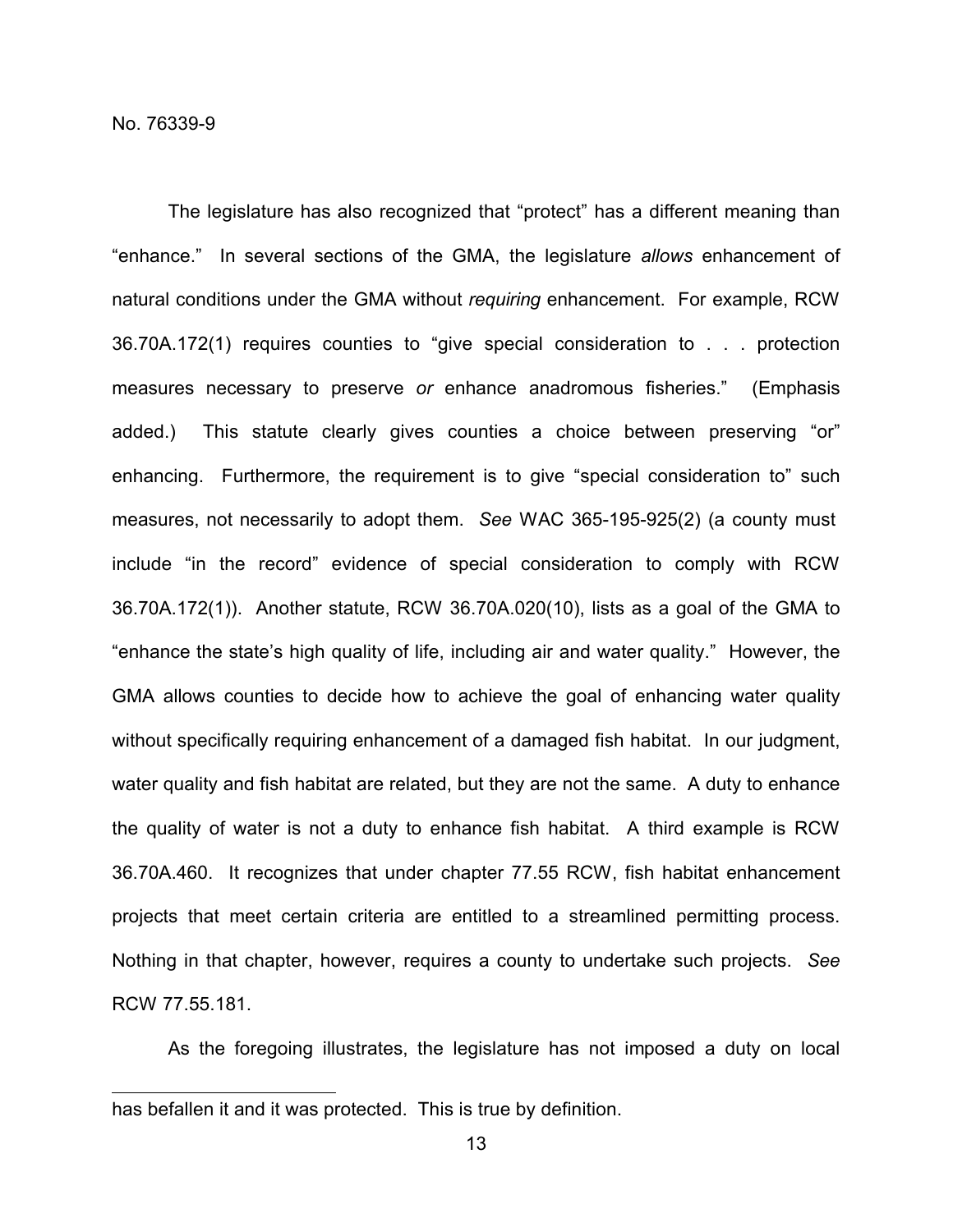The legislature has also recognized that "protect" has a different meaning than "enhance." In several sections of the GMA, the legislature *allows* enhancement of natural conditions under the GMA without *requiring* enhancement. For example, RCW 36.70A.172(1) requires counties to "give special consideration to . . . protection measures necessary to preserve *or* enhance anadromous fisheries." (Emphasis added.) This statute clearly gives counties a choice between preserving "or" enhancing. Furthermore, the requirement is to give "special consideration to" such measures, not necessarily to adopt them. *See* WAC 365-195-925(2) (a county must include "in the record" evidence of special consideration to comply with RCW 36.70A.172(1)). Another statute, RCW 36.70A.020(10), lists as a goal of the GMA to "enhance the state's high quality of life, including air and water quality." However, the GMA allows counties to decide how to achieve the goal of enhancing water quality without specifically requiring enhancement of a damaged fish habitat. In our judgment, water quality and fish habitat are related, but they are not the same. A duty to enhance the quality of water is not a duty to enhance fish habitat. A third example is RCW 36.70A.460. It recognizes that under chapter 77.55 RCW, fish habitat enhancement projects that meet certain criteria are entitled to a streamlined permitting process. Nothing in that chapter, however, requires a county to undertake such projects. *See* RCW 77.55.181.

As the foregoing illustrates, the legislature has not imposed a duty on local

---

has befallen it and it was protected. This is true by definition.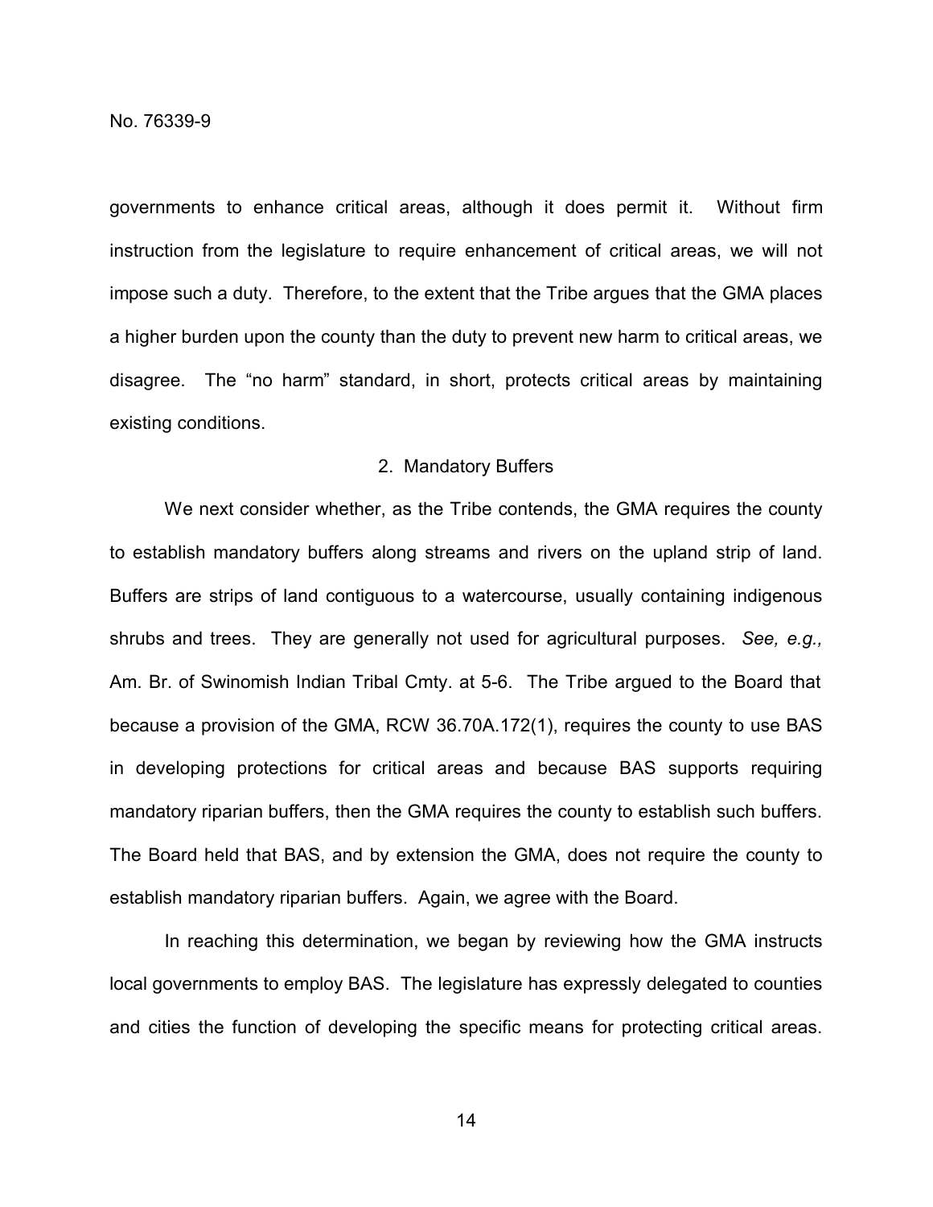governments to enhance critical areas, although it does permit it. Without firm instruction from the legislature to require enhancement of critical areas, we will not impose such a duty. Therefore, to the extent that the Tribe argues that the GMA places a higher burden upon the county than the duty to prevent new harm to critical areas, we disagree. The "no harm" standard, in short, protects critical areas by maintaining existing conditions.

### 2. Mandatory Buffers

We next consider whether, as the Tribe contends, the GMA requires the county to establish mandatory buffers along streams and rivers on the upland strip of land. Buffers are strips of land contiguous to a watercourse, usually containing indigenous shrubs and trees. They are generally not used for agricultural purposes. *See, e.g.,* Am. Br. of Swinomish Indian Tribal Cmty. at 5-6. The Tribe argued to the Board that because a provision of the GMA, RCW 36.70A.172(1), requires the county to use BAS in developing protections for critical areas and because BAS supports requiring mandatory riparian buffers, then the GMA requires the county to establish such buffers. The Board held that BAS, and by extension the GMA, does not require the county to establish mandatory riparian buffers. Again, we agree with the Board.

In reaching this determination, we began by reviewing how the GMA instructs local governments to employ BAS. The legislature has expressly delegated to counties and cities the function of developing the specific means for protecting critical areas.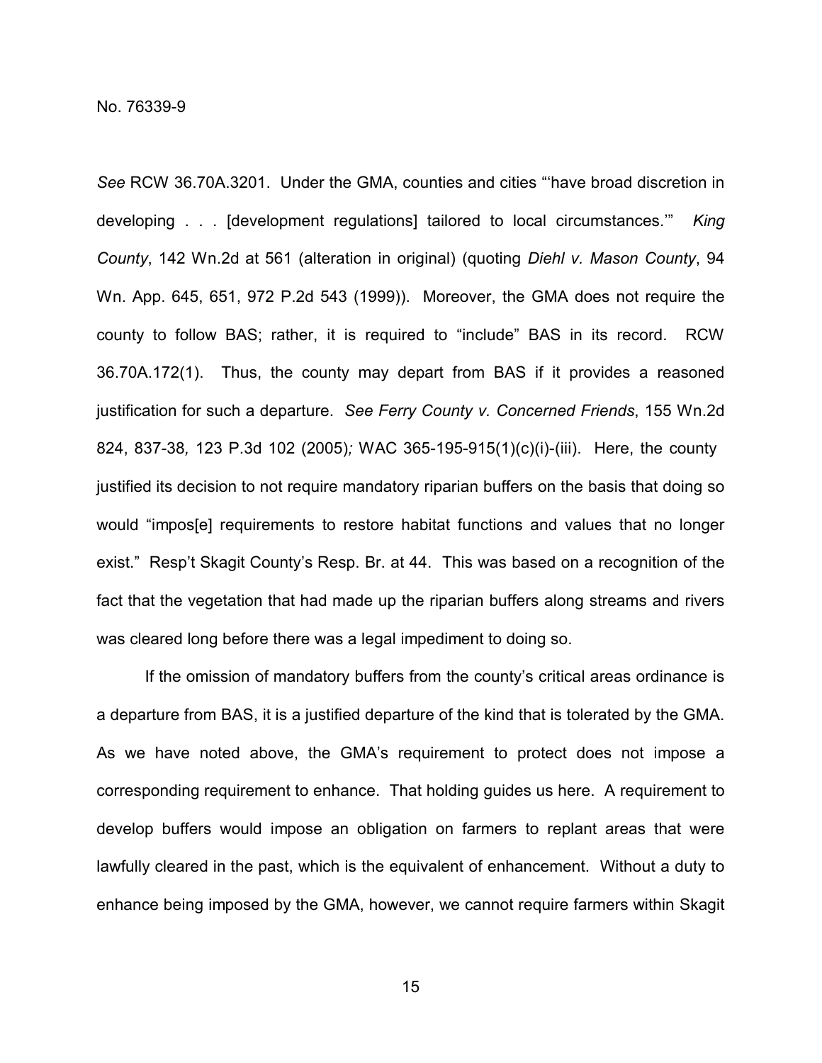*See* RCW 36.70A.3201. Under the GMA, counties and cities "'have broad discretion in developing . . . [development regulations] tailored to local circumstances.'" *King County*, 142 Wn.2d at 561 (alteration in original) (quoting *Diehl v. Mason County*, 94 Wn. App. 645, 651, 972 P.2d 543 (1999)). Moreover, the GMA does not require the county to follow BAS; rather, it is required to "include" BAS in its record. RCW 36.70A.172(1). Thus, the county may depart from BAS if it provides a reasoned justification for such a departure. *See Ferry County v. Concerned Friends*, 155 Wn.2d 824, 837-38, 123 P.3d 102 (2005); WAC 365-195-915(1)(c)(i)-(iii). Here, the county justified its decision to not require mandatory riparian buffers on the basis that doing so would "impos[e] requirements to restore habitat functions and values that no longer exist." Resp't Skagit County's Resp. Br. at 44. This was based on a recognition of the fact that the vegetation that had made up the riparian buffers along streams and rivers was cleared long before there was a legal impediment to doing so.

If the omission of mandatory buffers from the county's critical areas ordinance is a departure from BAS, it is a justified departure of the kind that is tolerated by the GMA. As we have noted above, the GMA's requirement to protect does not impose a corresponding requirement to enhance. That holding guides us here. A requirement to develop buffers would impose an obligation on farmers to replant areas that were lawfully cleared in the past, which is the equivalent of enhancement. Without a duty to enhance being imposed by the GMA, however, we cannot require farmers within Skagit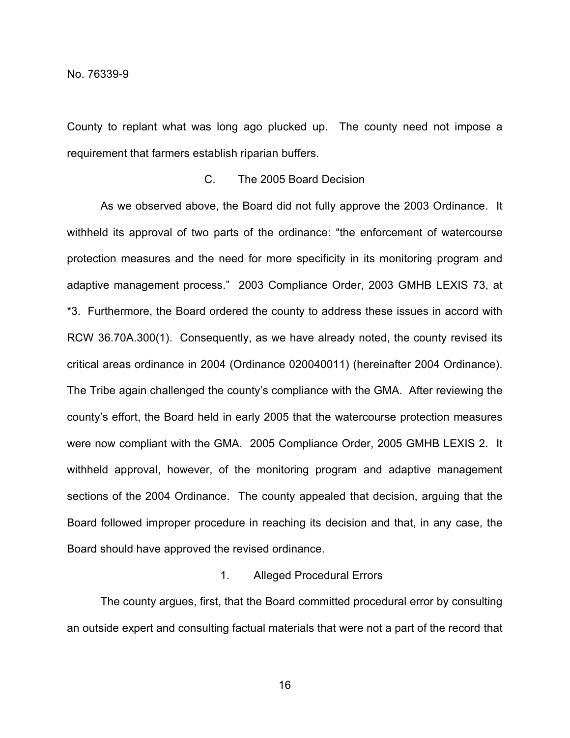County to replant what was long ago plucked up. The county need not impose a requirement that farmers establish riparian buffers.

### C. The 2005 Board Decision

As we observed above, the Board did not fully approve the 2003 Ordinance. It withheld its approval of two parts of the ordinance: "the enforcement of watercourse protection measures and the need for more specificity in its monitoring program and adaptive management process." 2003 Compliance Order, 2003 GMHB LEXIS 73, at *3. Furthermore, the Board ordered the county to address these issues in accord with RCW 36.70A.300(1). Consequently, as we have already noted, the county revised its critical areas ordinance in 2004 (Ordinance 020040011) (hereinafter 2004 Ordinance). The Tribe again challenged the county's compliance with the GMA. After reviewing the county's effort, the Board held in early 2005 that the watercourse protection measures were now compliant with the GMA. 2005 Compliance Order, 2005 GMHB LEXIS 2. It withheld approval, however, of the monitoring program and adaptive management sections of the 2004 Ordinance. The county appealed that decision, arguing that the Board followed improper procedure in reaching its decision and that, in any case, the Board should have approved the revised ordinance.

#### 1. Alleged Procedural Errors

The county argues, first, that the Board committed procedural error by consulting an outside expert and consulting factual materials that were not a part of the record that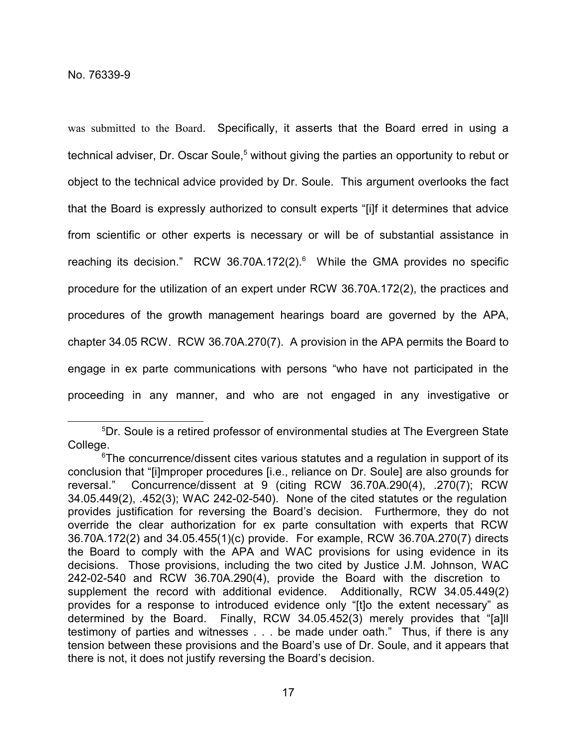was submitted to the Board. Specifically, it asserts that the Board erred in using a technical adviser, Dr. Oscar Soule,[5] without giving the parties an opportunity to rebut or object to the technical advice provided by Dr. Soule. This argument overlooks the fact that the Board is expressly authorized to consult experts "[i]f it determines that advice from scientific or other experts is necessary or will be of substantial assistance in reaching its decision." RCW 36.70A.172(2).[6] While the GMA provides no specific procedure for the utilization of an expert under RCW 36.70A.172(2), the practices and procedures of the growth management hearings board are governed by the APA, chapter 34.05 RCW. RCW 36.70A.270(7). A provision in the APA permits the Board to engage in ex parte communications with persons "who have not participated in the proceeding in any manner, and who are not engaged in any investigative or

---

[5]Dr. Soule is a retired professor of environmental studies at The Evergreen State College.

[6]The concurrence/dissent cites various statutes and a regulation in support of its conclusion that "[i]mproper procedures [i.e., reliance on Dr. Soule] are also grounds for reversal." Concurrence/dissent at 9 (citing RCW 36.70A.290(4), .270(7); RCW 34.05.449(2), .452(3); WAC 242-02-540). None of the cited statutes or the regulation provides justification for reversing the Board's decision. Furthermore, they do not override the clear authorization for ex parte consultation with experts that RCW 36.70A.172(2) and 34.05.455(1)(c) provide. For example, RCW 36.70A.270(7) directs the Board to comply with the APA and WAC provisions for using evidence in its decisions. Those provisions, including the two cited by Justice J.M. Johnson, WAC 242-02-540 and RCW 36.70A.290(4), provide the Board with the discretion to supplement the record with additional evidence. Additionally, RCW 34.05.449(2) provides for a response to introduced evidence only "[t]o the extent necessary" as determined by the Board. Finally, RCW 34.05.452(3) merely provides that "[a]ll testimony of parties and witnesses . . . be made under oath." Thus, if there is any tension between these provisions and the Board's use of Dr. Soule, and it appears that there is not, it does not justify reversing the Board's decision.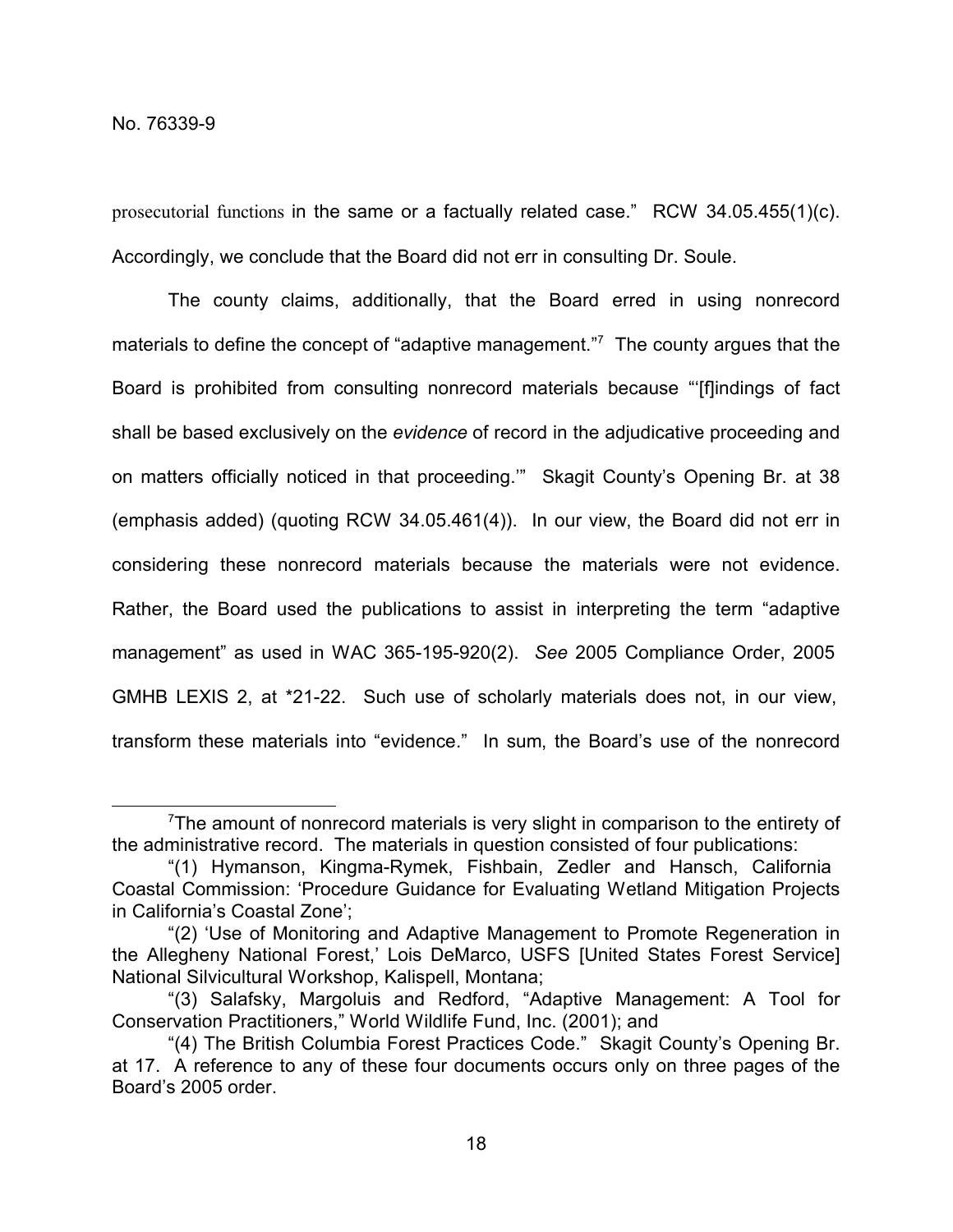prosecutorial functions in the same or a factually related case." RCW 34.05.455(1)(c). Accordingly, we conclude that the Board did not err in consulting Dr. Soule.

The county claims, additionally, that the Board erred in using nonrecord materials to define the concept of "adaptive management."[7] The county argues that the Board is prohibited from consulting nonrecord materials because "'[f]indings of fact shall be based exclusively on the *evidence* of record in the adjudicative proceeding and on matters officially noticed in that proceeding.'" Skagit County's Opening Br. at 38 (emphasis added) (quoting RCW 34.05.461(4)). In our view, the Board did not err in considering these nonrecord materials because the materials were not evidence. Rather, the Board used the publications to assist in interpreting the term "adaptive management" as used in WAC 365-195-920(2). *See* 2005 Compliance Order, 2005 GMHB LEXIS 2, at *21-22. Such use of scholarly materials does not, in our view, transform these materials into "evidence." In sum, the Board's use of the nonrecord

---

[7]The amount of nonrecord materials is very slight in comparison to the entirety of the administrative record. The materials in question consisted of four publications:

"(1) Hymanson, Kingma-Rymek, Fishbain, Zedler and Hansch, California Coastal Commission: 'Procedure Guidance for Evaluating Wetland Mitigation Projects in California's Coastal Zone';

"(2) 'Use of Monitoring and Adaptive Management to Promote Regeneration in the Allegheny National Forest,' Lois DeMarco, USFS [United States Forest Service] National Silvicultural Workshop, Kalispell, Montana;

"(3) Salafsky, Margoluis and Redford, "Adaptive Management: A Tool for Conservation Practitioners," World Wildlife Fund, Inc. (2001); and

"(4) The British Columbia Forest Practices Code." Skagit County's Opening Br. at 17. A reference to any of these four documents occurs only on three pages of the Board's 2005 order.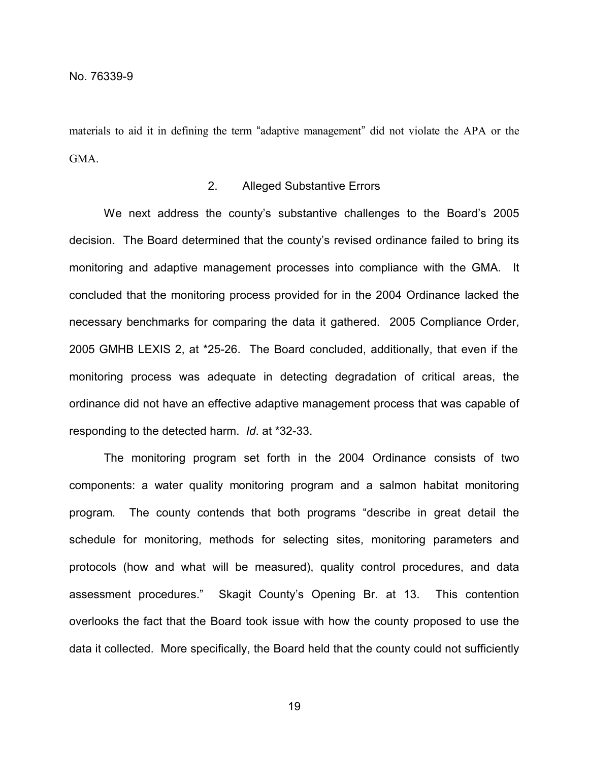materials to aid it in defining the term "adaptive management" did not violate the APA or the GMA.

### 2. Alleged Substantive Errors

We next address the county's substantive challenges to the Board's 2005 decision. The Board determined that the county's revised ordinance failed to bring its monitoring and adaptive management processes into compliance with the GMA. It concluded that the monitoring process provided for in the 2004 Ordinance lacked the necessary benchmarks for comparing the data it gathered. 2005 Compliance Order, 2005 GMHB LEXIS 2, at *25-26. The Board concluded, additionally, that even if the monitoring process was adequate in detecting degradation of critical areas, the ordinance did not have an effective adaptive management process that was capable of responding to the detected harm. *Id*. at *32-33.

The monitoring program set forth in the 2004 Ordinance consists of two components: a water quality monitoring program and a salmon habitat monitoring program. The county contends that both programs "describe in great detail the schedule for monitoring, methods for selecting sites, monitoring parameters and protocols (how and what will be measured), quality control procedures, and data assessment procedures." Skagit County's Opening Br. at 13. This contention overlooks the fact that the Board took issue with how the county proposed to use the data it collected. More specifically, the Board held that the county could not sufficiently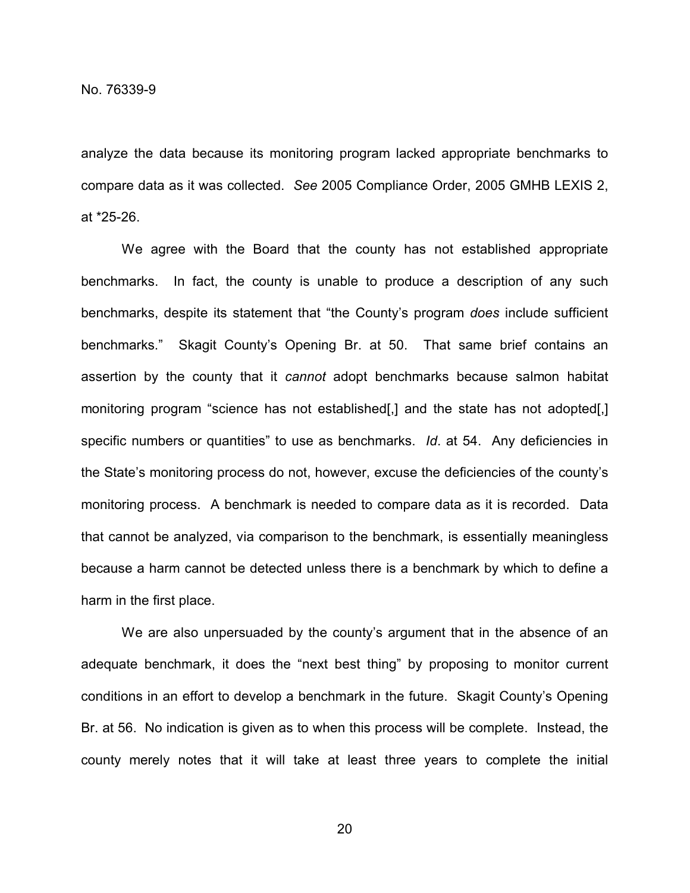analyze the data because its monitoring program lacked appropriate benchmarks to compare data as it was collected. *See* 2005 Compliance Order, 2005 GMHB LEXIS 2, at *25-26.

We agree with the Board that the county has not established appropriate benchmarks. In fact, the county is unable to produce a description of any such benchmarks, despite its statement that "the County's program *does* include sufficient benchmarks." Skagit County's Opening Br. at 50. That same brief contains an assertion by the county that it *cannot* adopt benchmarks because salmon habitat monitoring program "science has not established[,] and the state has not adopted[,] specific numbers or quantities" to use as benchmarks. *Id*. at 54. Any deficiencies in the State's monitoring process do not, however, excuse the deficiencies of the county's monitoring process. A benchmark is needed to compare data as it is recorded. Data that cannot be analyzed, via comparison to the benchmark, is essentially meaningless because a harm cannot be detected unless there is a benchmark by which to define a harm in the first place.

We are also unpersuaded by the county's argument that in the absence of an adequate benchmark, it does the "next best thing" by proposing to monitor current conditions in an effort to develop a benchmark in the future. Skagit County's Opening Br. at 56. No indication is given as to when this process will be complete. Instead, the county merely notes that it will take at least three years to complete the initial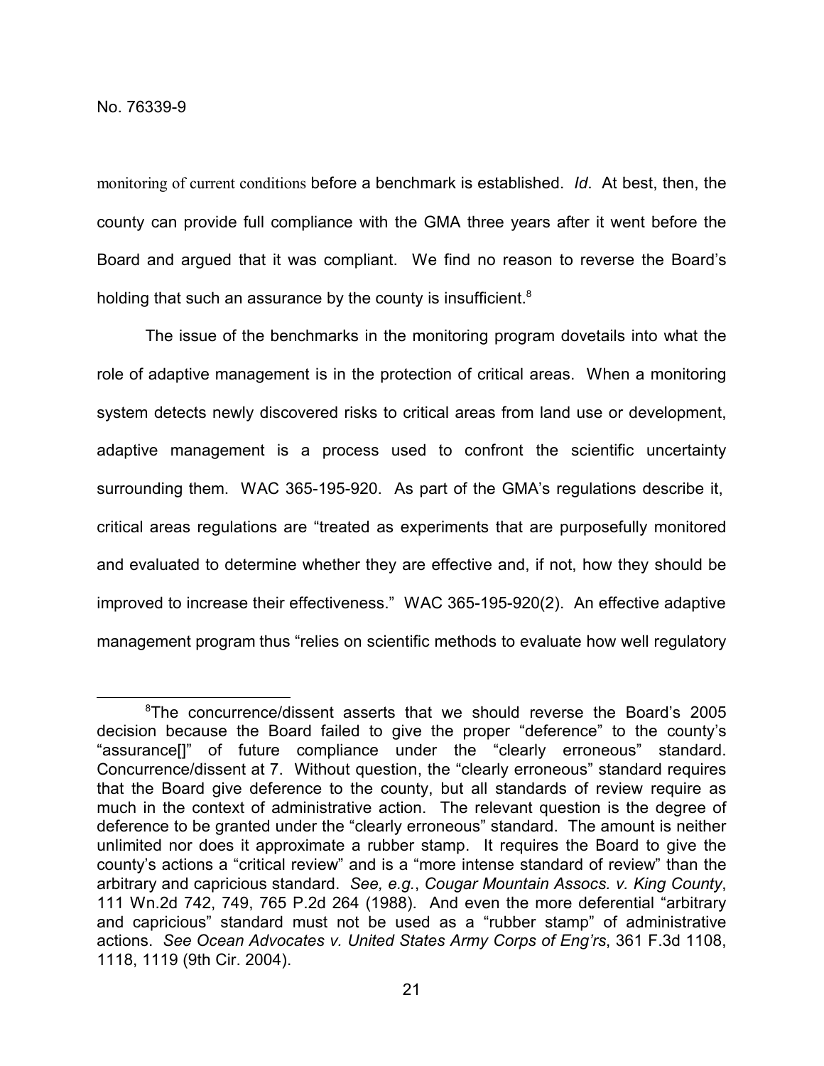monitoring of current conditions before a benchmark is established. *Id*. At best, then, the county can provide full compliance with the GMA three years after it went before the Board and argued that it was compliant. We find no reason to reverse the Board's holding that such an assurance by the county is insufficient.[8]

The issue of the benchmarks in the monitoring program dovetails into what the role of adaptive management is in the protection of critical areas. When a monitoring system detects newly discovered risks to critical areas from land use or development, adaptive management is a process used to confront the scientific uncertainty surrounding them. WAC 365-195-920. As part of the GMA's regulations describe it, critical areas regulations are "treated as experiments that are purposefully monitored and evaluated to determine whether they are effective and, if not, how they should be improved to increase their effectiveness." WAC 365-195-920(2). An effective adaptive management program thus "relies on scientific methods to evaluate how well regulatory

[8]The concurrence/dissent asserts that we should reverse the Board's 2005 decision because the Board failed to give the proper "deference" to the county's "assurance[]" of future compliance under the "clearly erroneous" standard. Concurrence/dissent at 7. Without question, the "clearly erroneous" standard requires that the Board give deference to the county, but all standards of review require as much in the context of administrative action. The relevant question is the degree of deference to be granted under the "clearly erroneous" standard. The amount is neither unlimited nor does it approximate a rubber stamp. It requires the Board to give the county's actions a "critical review" and is a "more intense standard of review" than the arbitrary and capricious standard. *See, e.g.*, *Cougar Mountain Assocs. v. King County*, 111 Wn.2d 742, 749, 765 P.2d 264 (1988). And even the more deferential "arbitrary and capricious" standard must not be used as a "rubber stamp" of administrative actions. *See Ocean Advocates v. United States Army Corps of Eng'rs*, 361 F.3d 1108, 1118, 1119 (9th Cir. 2004).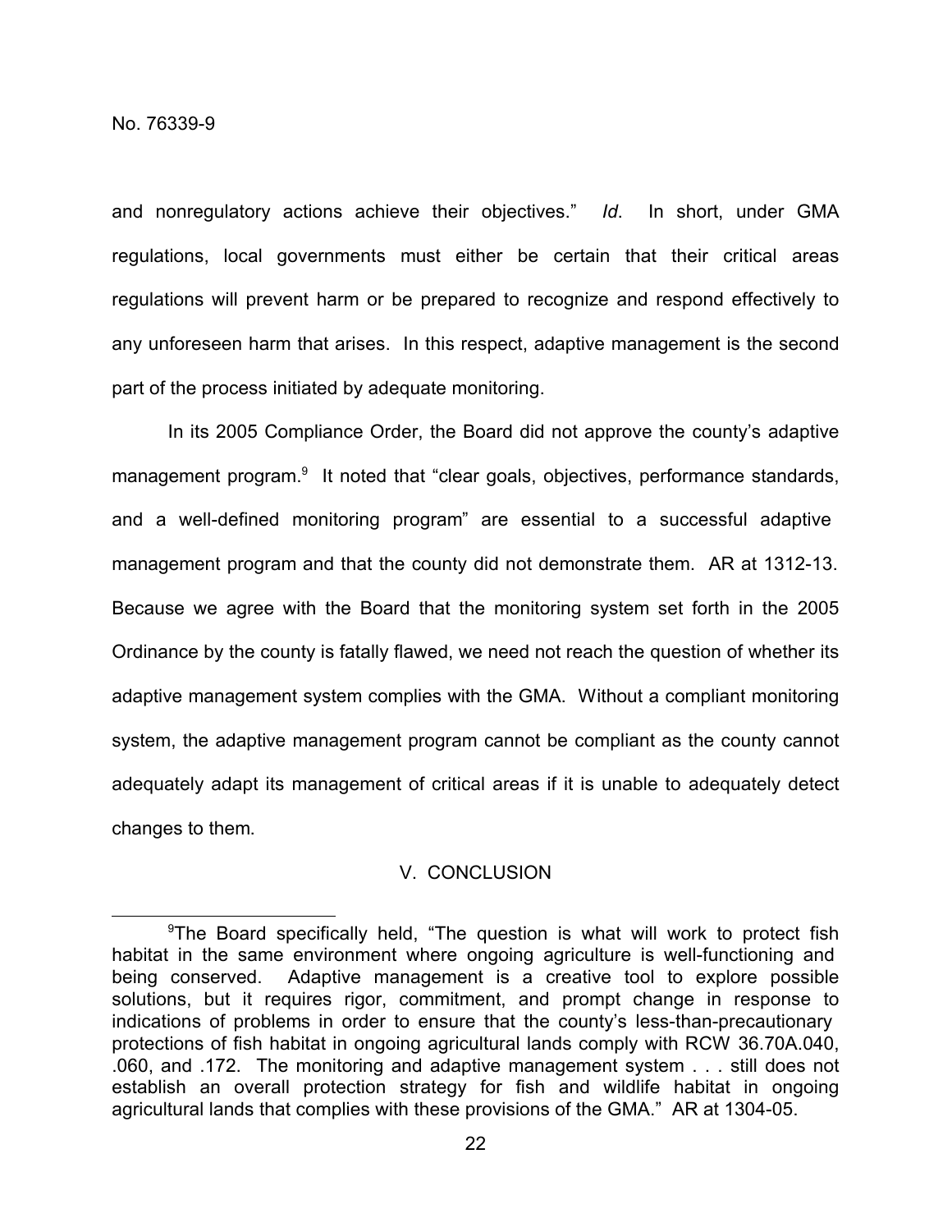and nonregulatory actions achieve their objectives." *Id*. In short, under GMA regulations, local governments must either be certain that their critical areas regulations will prevent harm or be prepared to recognize and respond effectively to any unforeseen harm that arises. In this respect, adaptive management is the second part of the process initiated by adequate monitoring.

In its 2005 Compliance Order, the Board did not approve the county's adaptive management program.[9] It noted that "clear goals, objectives, performance standards, and a well-defined monitoring program" are essential to a successful adaptive management program and that the county did not demonstrate them. AR at 1312-13. Because we agree with the Board that the monitoring system set forth in the 2005 Ordinance by the county is fatally flawed, we need not reach the question of whether its adaptive management system complies with the GMA. Without a compliant monitoring system, the adaptive management program cannot be compliant as the county cannot adequately adapt its management of critical areas if it is unable to adequately detect changes to them.

## V. CONCLUSION

[9]The Board specifically held, "The question is what will work to protect fish habitat in the same environment where ongoing agriculture is well-functioning and being conserved. Adaptive management is a creative tool to explore possible solutions, but it requires rigor, commitment, and prompt change in response to indications of problems in order to ensure that the county's less-than-precautionary protections of fish habitat in ongoing agricultural lands comply with RCW 36.70A.040, .060, and .172. The monitoring and adaptive management system . . . still does not establish an overall protection strategy for fish and wildlife habitat in ongoing agricultural lands that complies with these provisions of the GMA." AR at 1304-05.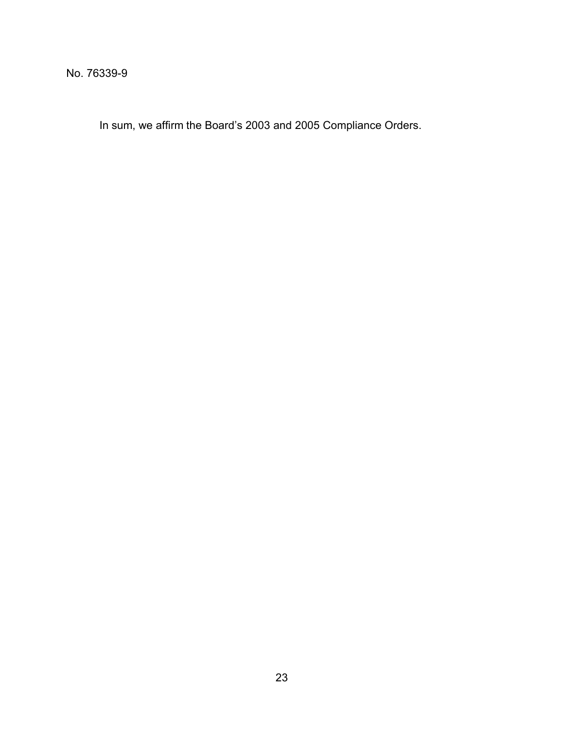In sum, we affirm the Board’s 2003 and 2005 Compliance Orders.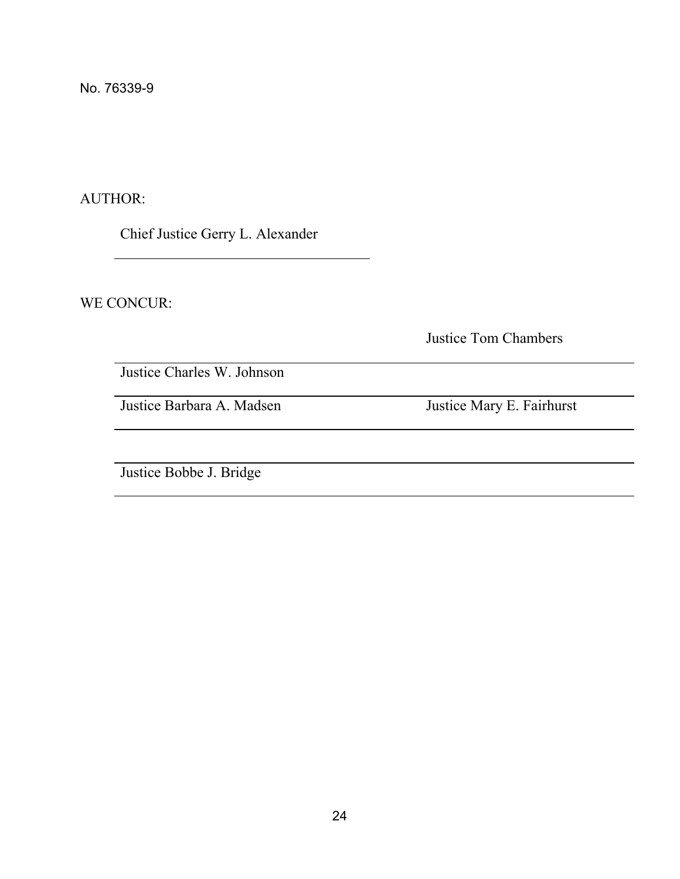No. 76339-9

AUTHOR:

Chief Justice Gerry L. Alexander

WE CONCUR:

Justice Tom Chambers

Justice Charles W. Johnson

Justice Barbara A. Madsen

Justice Mary E. Fairhurst

Justice Bobbe J. Bridge